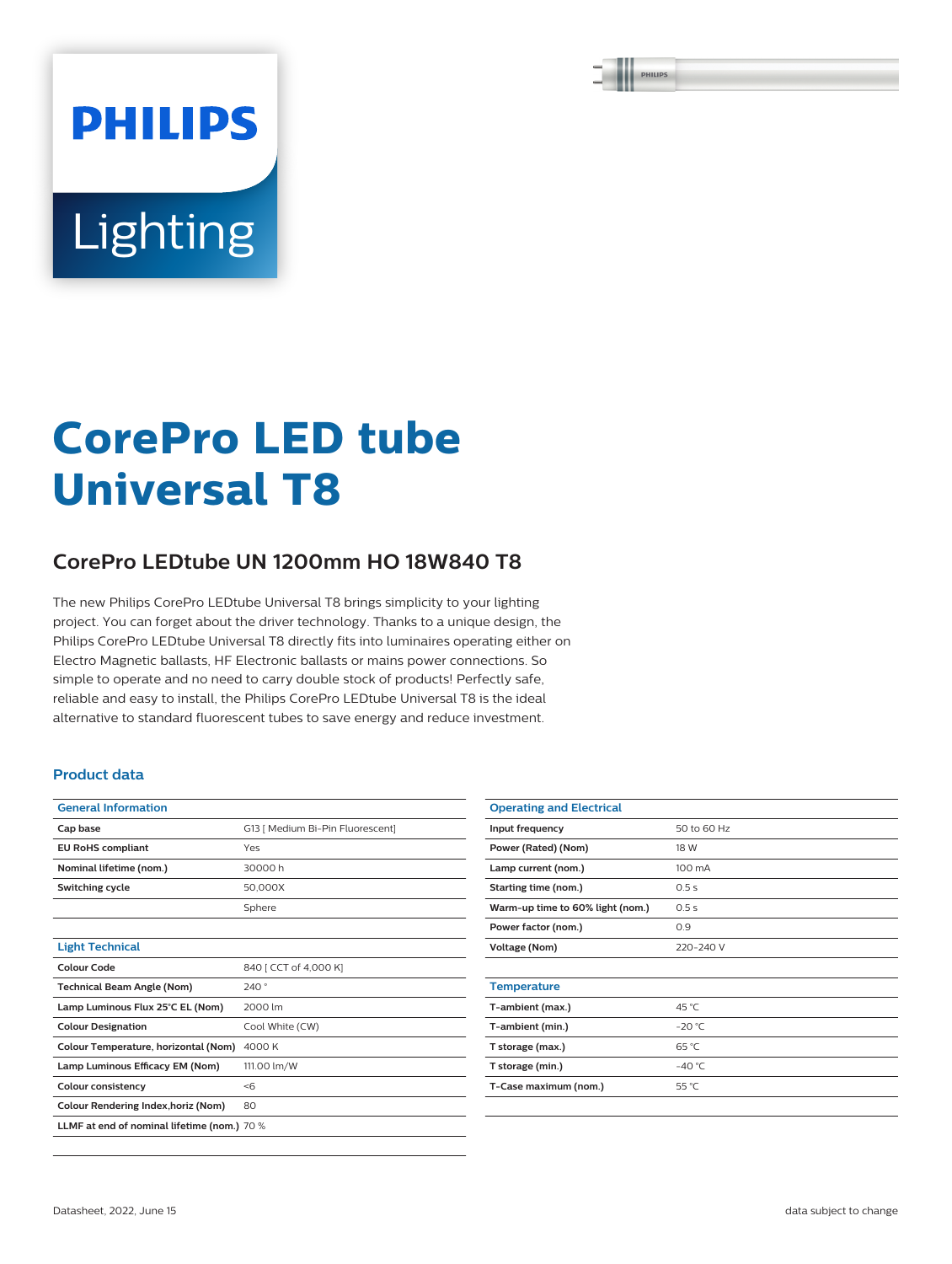PHILIPS

Lighting

# CorePro LED tube Universal T8

## CorePro LEDtube UN 1200mm HO 18W840 T8

The new Philips CorePro LEDtube Universal T8 brings simplicity to your lighting project. You can forget about the driver technology. Thanks to a unique design, the Philips CorePro LEDtube Universal T8 directly fits into luminaires operating either on Electro Magnetic ballasts, HF Electronic ballasts or mains power connections. So simple to operate and no need to carry double stock of products! Perfectly safe, reliable and easy to install, the Philips CorePro LEDtube Universal T8 is the ideal alternative to standard fluorescent tubes to save energy and reduce investment.

### Product data

| General Information | |
|---|---|
| Cap base | G13 [ Medium Bi-Pin Fluorescent] |
| EU RoHS compliant | Yes |
| Nominal lifetime (nom.) | 30000 h |
| Switching cycle | 50,000X |
| | Sphere |

| Light Technical | |
|---|---|
| Colour Code | 840 [ CCT of 4,000 K] |
| Technical Beam Angle (Nom) | 240 ° |
| Lamp Luminous Flux 25°C EL (Nom) | 2000 lm |
| Colour Designation | Cool White (CW) |
| Colour Temperature, horizontal (Nom) | 4000 K |
| Lamp Luminous Efficacy EM (Nom) | 111.00 lm/W |
| Colour consistency | <6 |
| Colour Rendering Index,horiz (Nom) | 80 |
| LLMF at end of nominal lifetime (nom.) | 70 % |

| Operating and Electrical | |
|---|---|
| Input frequency | 50 to 60 Hz |
| Power (Rated) (Nom) | 18 W |
| Lamp current (nom.) | 100 mA |
| Starting time (nom.) | 0.5 s |
| Warm-up time to 60% light (nom.) | 0.5 s |
| Power factor (nom.) | 0.9 |
| Voltage (Nom) | 220-240 V |

| Temperature | |
|---|---|
| T-ambient (max.) | 45 °C |
| T-ambient (min.) | -20 °C |
| T storage (max.) | 65 °C |
| T storage (min.) | -40 °C |
| T-Case maximum (nom.) | 55 °C |

Datasheet, 2022, June 15

data subject to change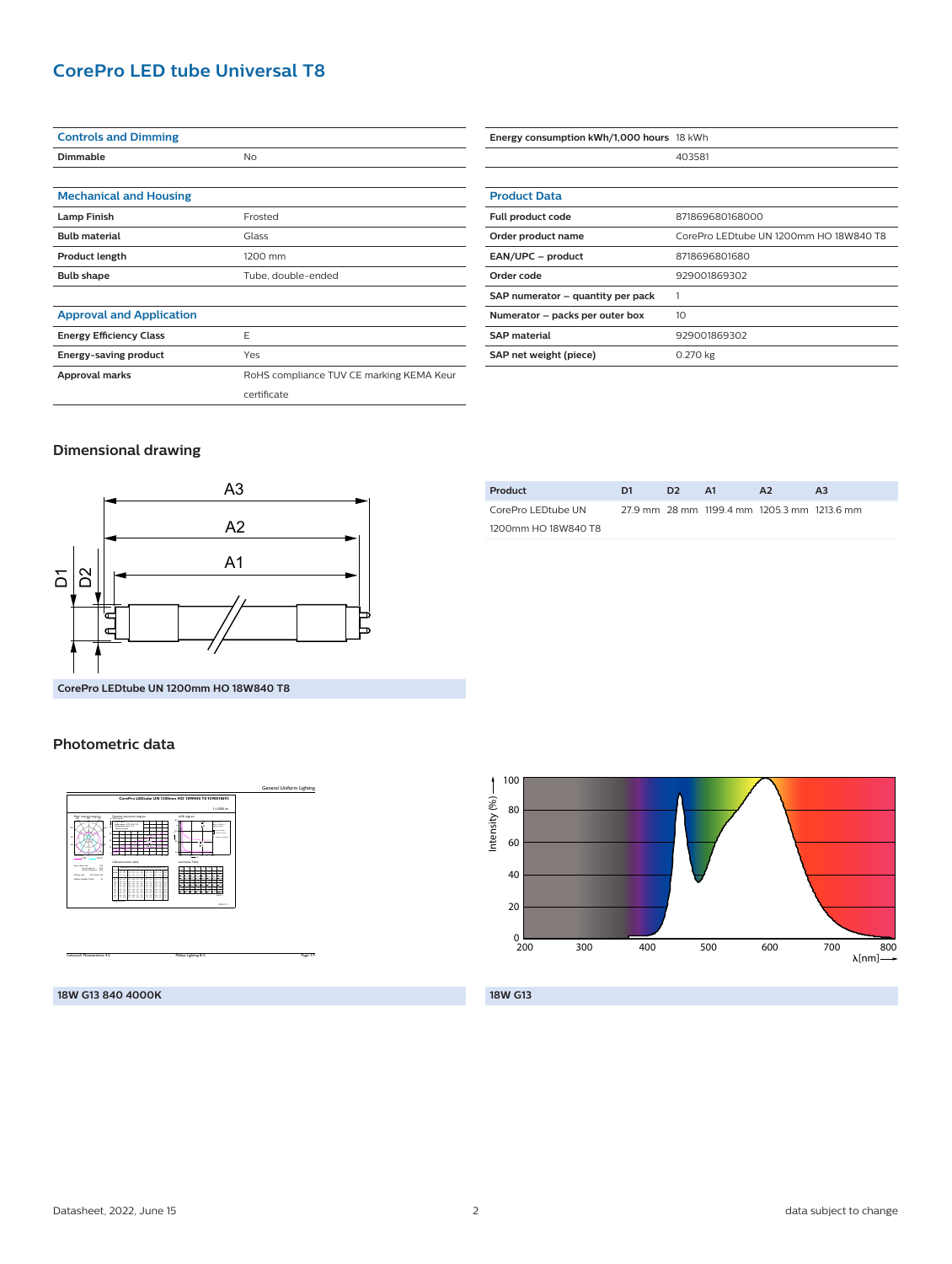# CorePro LED tube Universal T8

| Controls and Dimming | |
|---|---|
| Dimmable | No |

| Mechanical and Housing | |
|---|---|
| Lamp Finish | Frosted |
| Bulb material | Glass |
| Product length | 1200 mm |
| Bulb shape | Tube, double-ended |

| Approval and Application | |
|---|---|
| Energy Efficiency Class | E |
| Energy-saving product | Yes |
| Approval marks | RoHS compliance TUV CE marking KEMA Keur certificate |

| | |
|---|---|
| Energy consumption kWh/1,000 hours | 18 kWh |
| | 403581 |

| Product Data | |
|---|---|
| Full product code | 871869680168000 |
| Order product name | CorePro LEDtube UN 1200mm HO 18W840 T8 |
| EAN/UPC – product | 8718696801680 |
| Order code | 929001869302 |
| SAP numerator – quantity per pack | 1 |
| Numerator – packs per outer box | 10 |
| SAP material | 929001869302 |
| SAP net weight (piece) | 0.270 kg |

## Dimensional drawing

CorePro LEDtube UN 1200mm HO 18W840 T8

| Product | D1 | D2 | A1 | A2 | A3 |
|---|---|---|---|---|---|
| CorePro LEDtube UN 1200mm HO 18W840 T8 | 27.9 mm | 28 mm | 1199.4 mm | 1205.3 mm | 1213.6 mm |

## Photometric data

18W G13 840 4000K

18W G13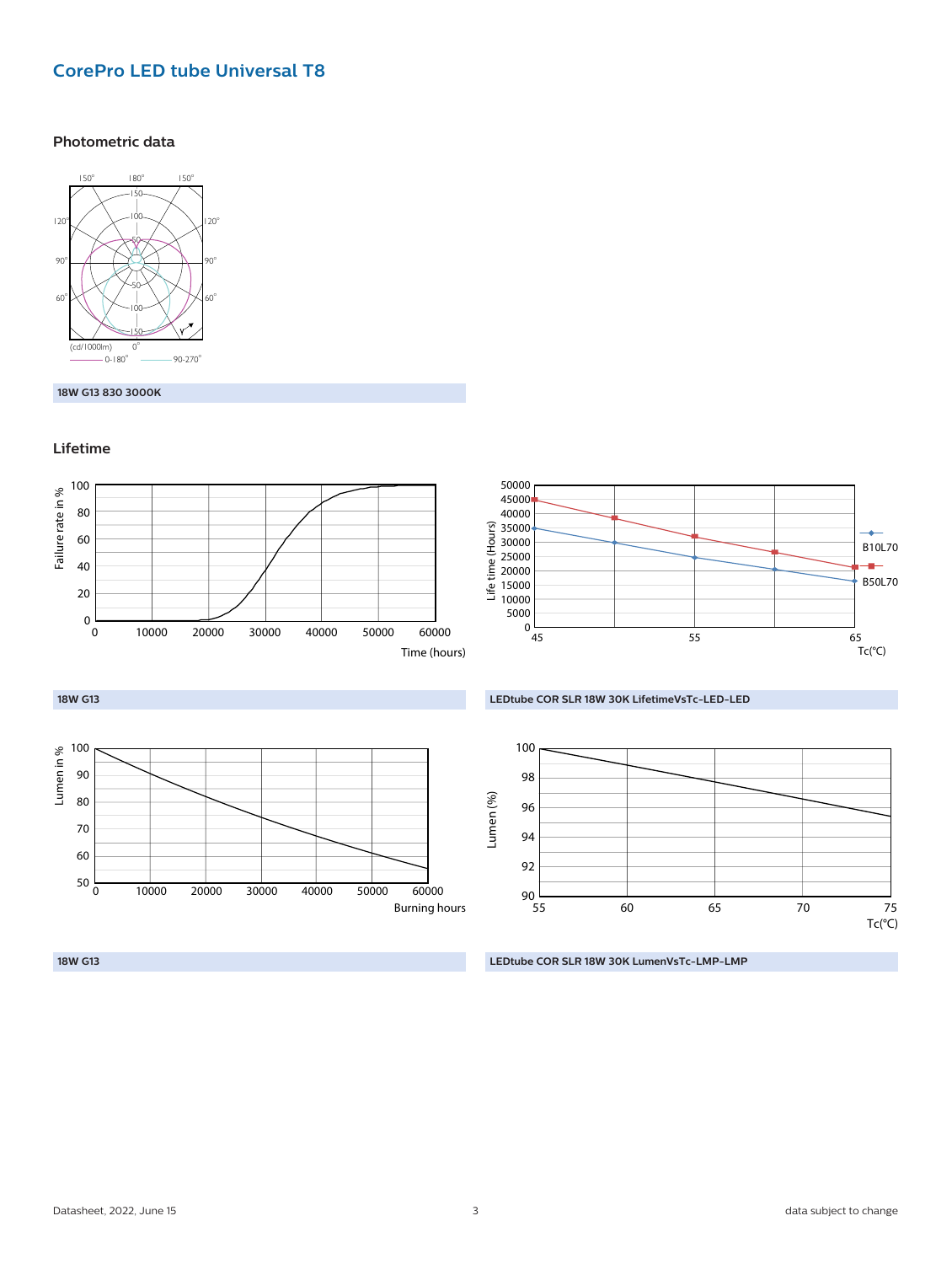## CorePro LED tube Universal T8

### Photometric data

18W G13 830 3000K

### Lifetime

18W G13

LEDtube COR SLR 18W 30K LifetimeVsTc-LED-LED

18W G13

LEDtube COR SLR 18W 30K LumenVsTc-LMP-LMP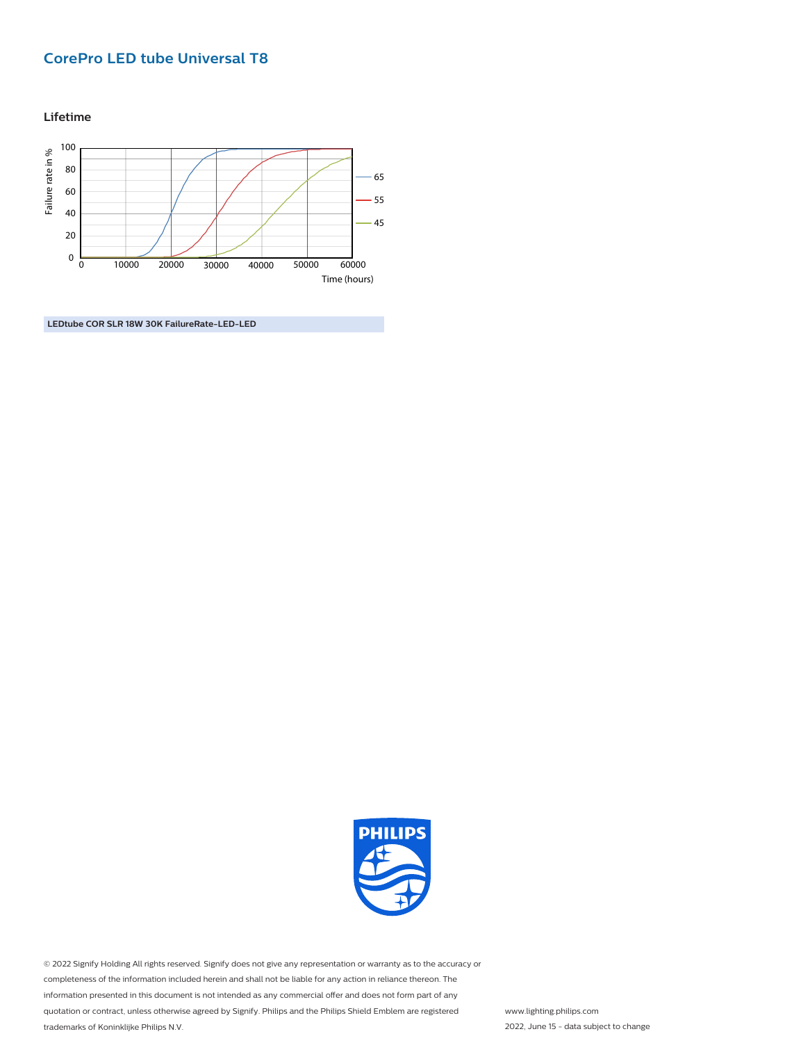## CorePro LED tube Universal T8

### Lifetime

Failure rate in %

100
80
60
40
20
0

0 10000 20000 30000 40000 50000 60000

Time (hours)

65
55
45

**LEDtube COR SLR 18W 30K FailureRate-LED-LED**

© 2022 Signify Holding All rights reserved. Signify does not give any representation or warranty as to the accuracy or completeness of the information included herein and shall not be liable for any action in reliance thereon. The information presented in this document is not intended as any commercial offer and does not form part of any quotation or contract, unless otherwise agreed by Signify. Philips and the Philips Shield Emblem are registered trademarks of Koninklijke Philips N.V.

www.lighting.philips.com

2022, June 15 - data subject to change